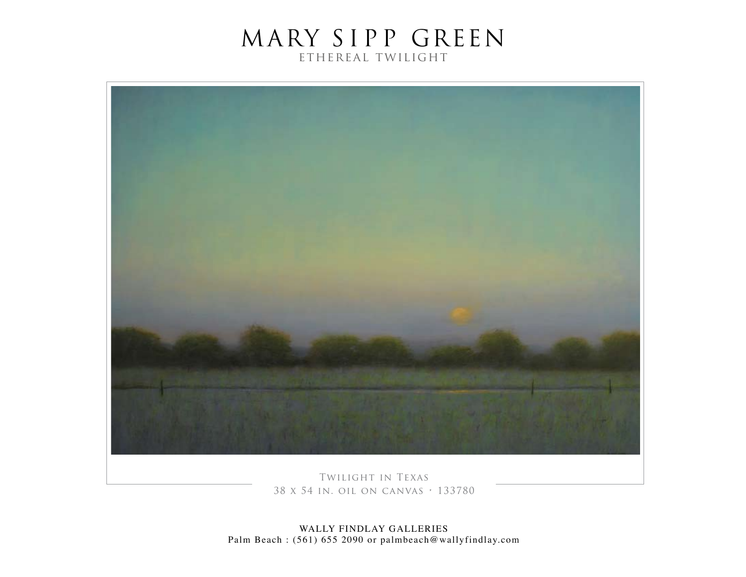# MARY SIPP GREEN

ETHEREAL TWILIGHT

Twilight in Texas
38 x 54 in. oil on canvas · 133780

WALLY FINDLAY GALLERIES
Palm Beach : (561) 655 2090 or palmbeach@wallyfindlay.com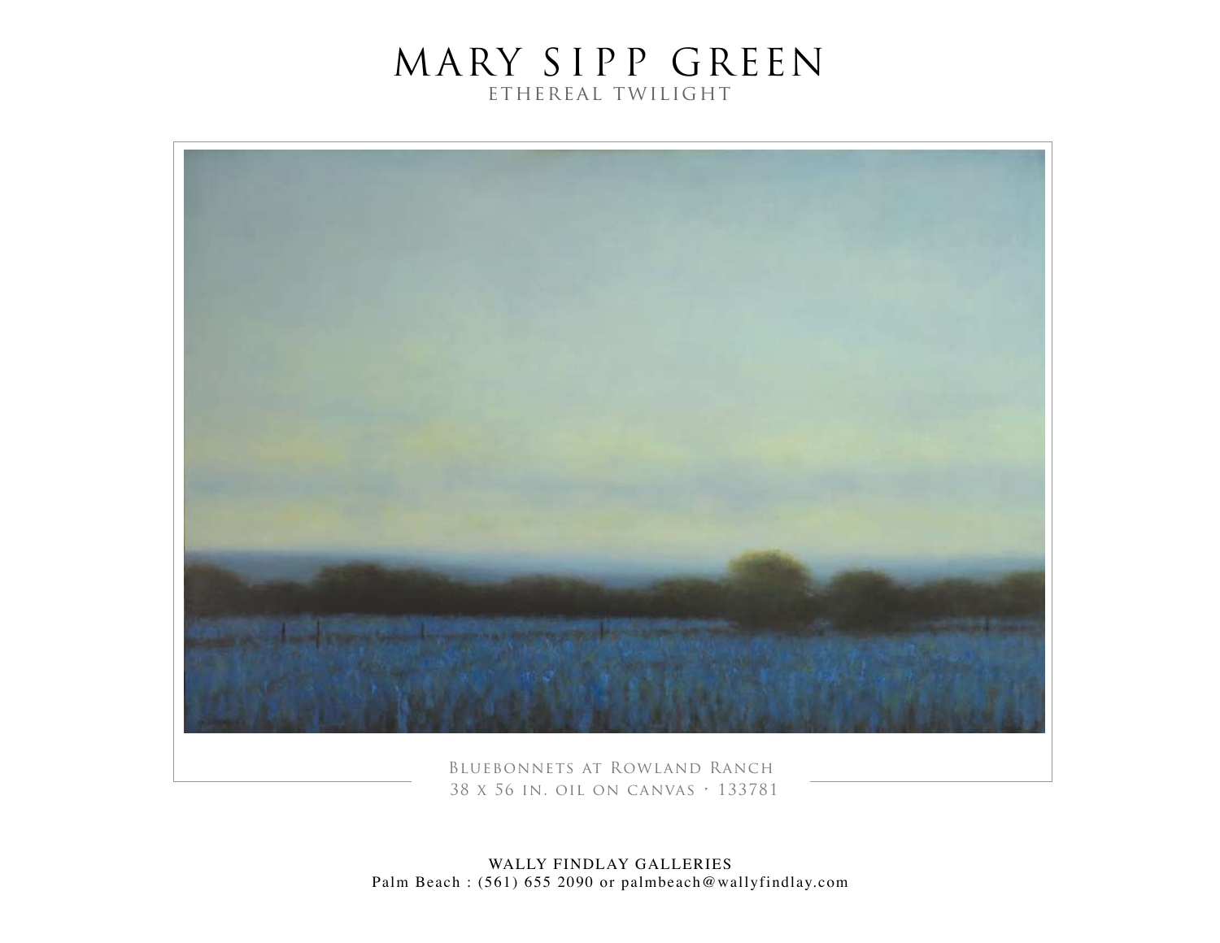# MARY SIPP GREEN

## ETHEREAL TWILIGHT

Bluebonnets at Rowland Ranch
38 x 56 in. oil on canvas • 133781

WALLY FINDLAY GALLERIES
Palm Beach : (561) 655 2090 or palmbeach@wallyfindlay.com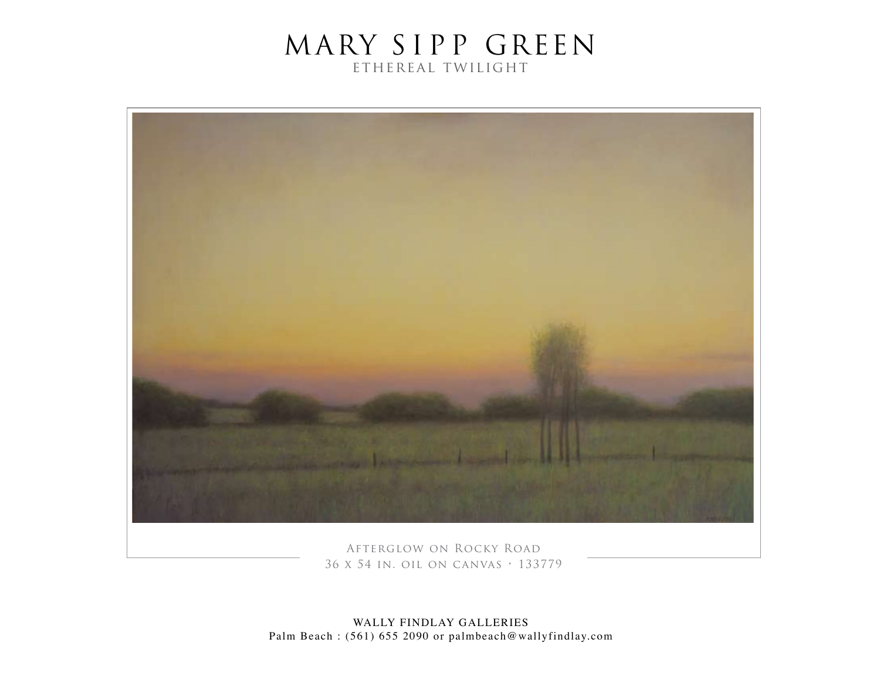# MARY SIPP GREEN

ETHEREAL TWILIGHT

Afterglow on Rocky Road
36 x 54 in. oil on canvas · 133779

WALLY FINDLAY GALLERIES
Palm Beach : (561) 655 2090 or palmbeach@wallyfindlay.com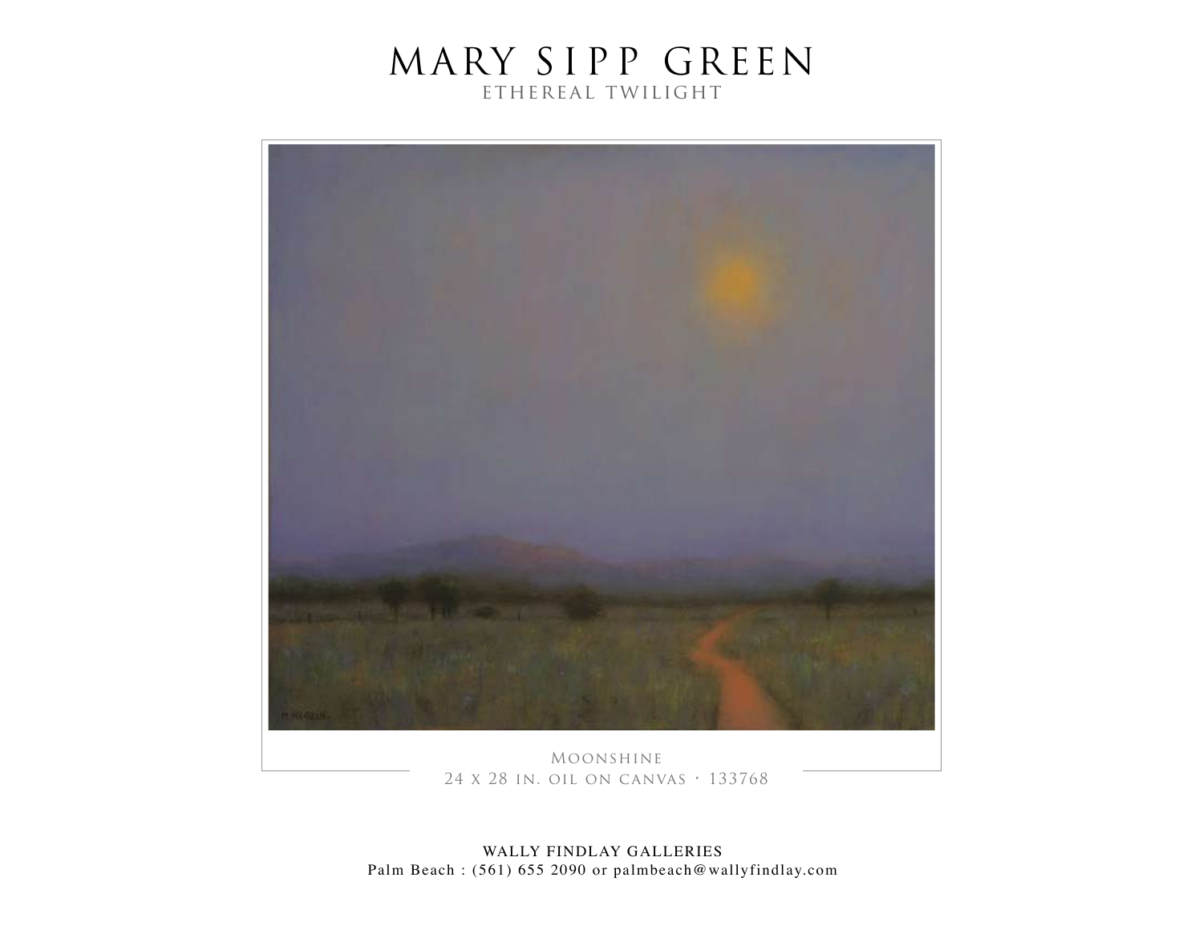# MARY SIPP GREEN

## ETHEREAL TWILIGHT

Moonshine
24 x 28 in. oil on canvas • 133768

WALLY FINDLAY GALLERIES
Palm Beach : (561) 655 2090 or palmbeach@wallyfindlay.com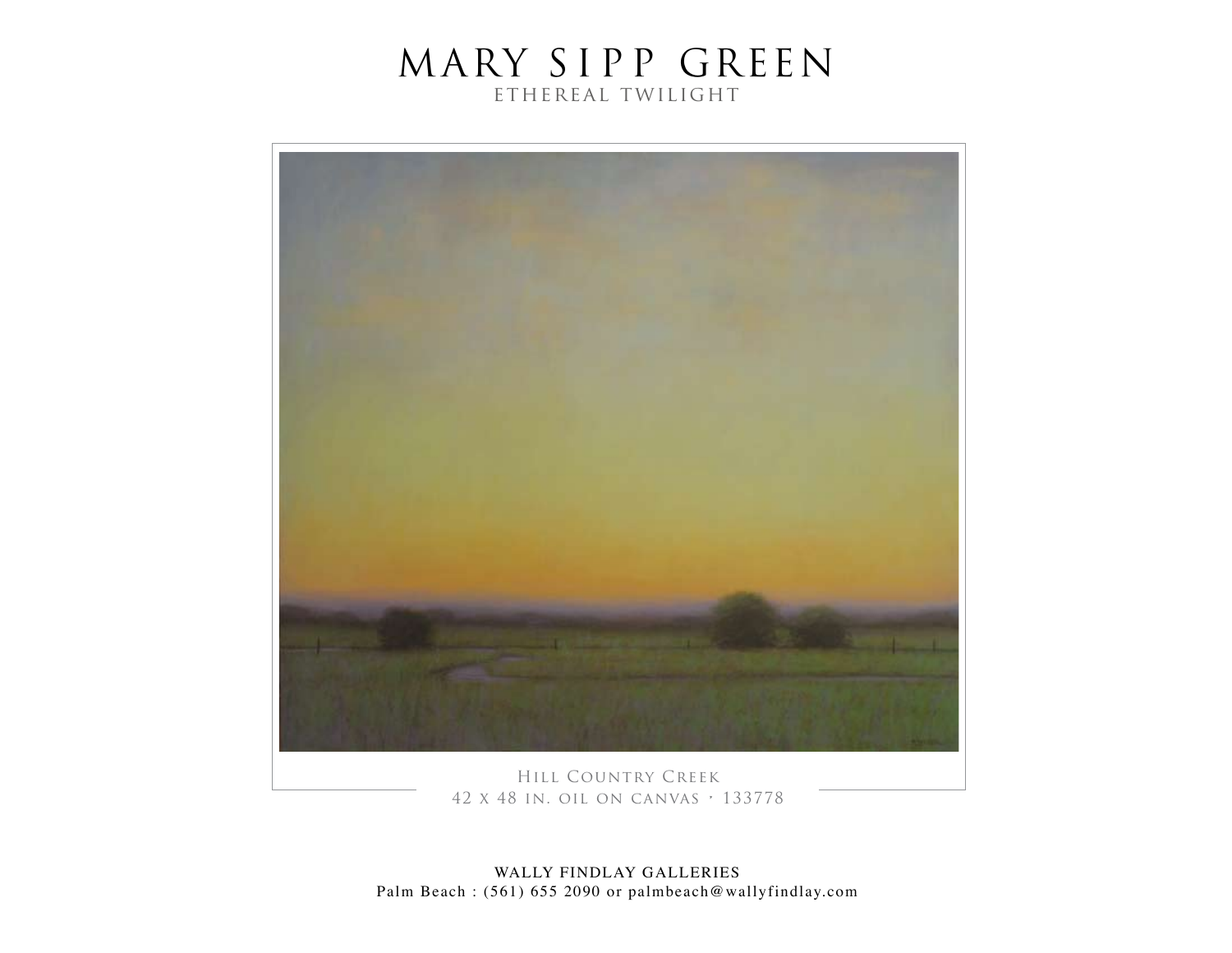# MARY SIPP GREEN

ETHEREAL TWILIGHT

Hill Country Creek
42 x 48 in. oil on canvas • 133778

WALLY FINDLAY GALLERIES
Palm Beach : (561) 655 2090 or palmbeach@wallyfindlay.com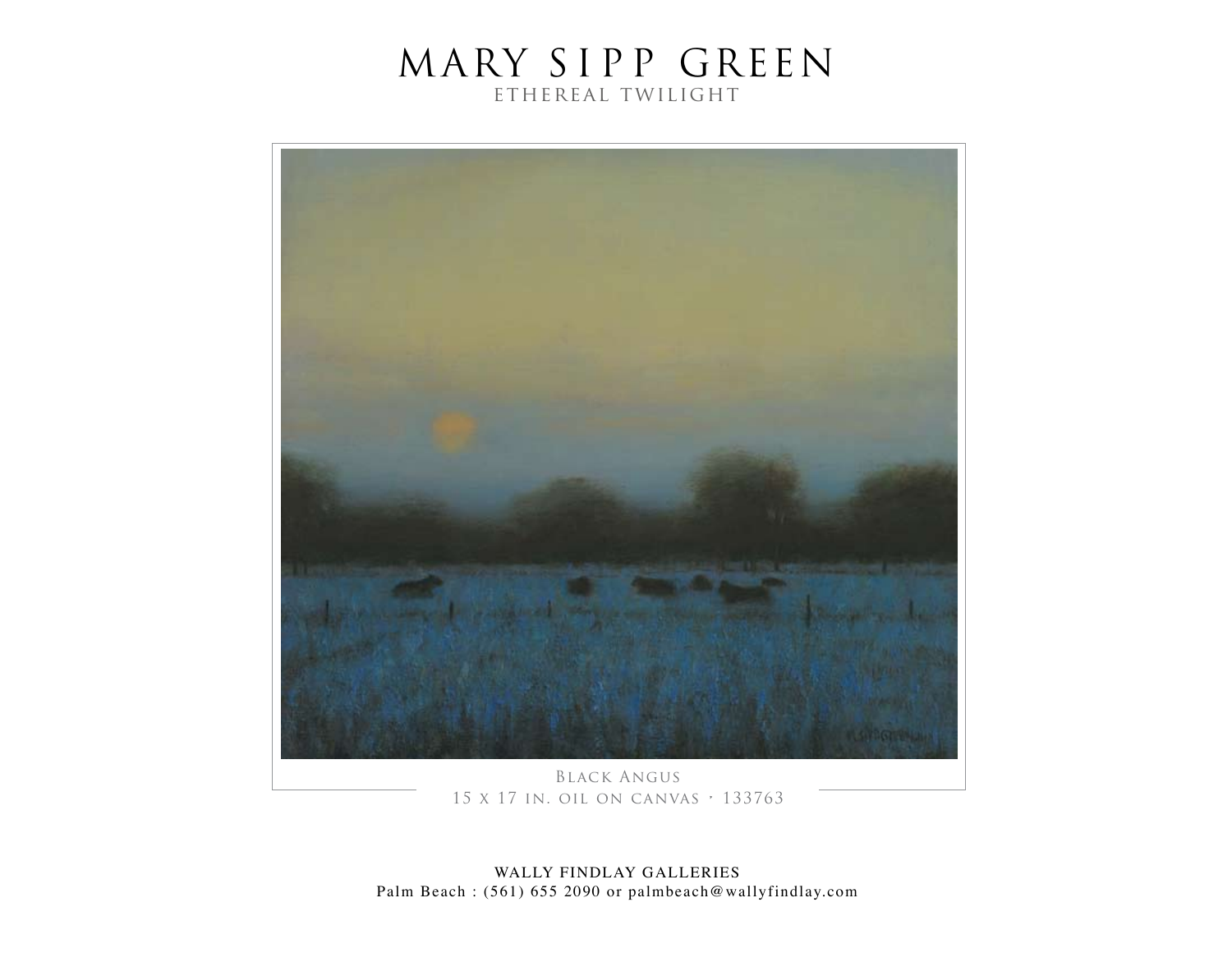# MARY SIPP GREEN

## ETHEREAL TWILIGHT

Black Angus
15 x 17 in. oil on canvas • 133763

WALLY FINDLAY GALLERIES
Palm Beach : (561) 655 2090 or palmbeach@wallyfindlay.com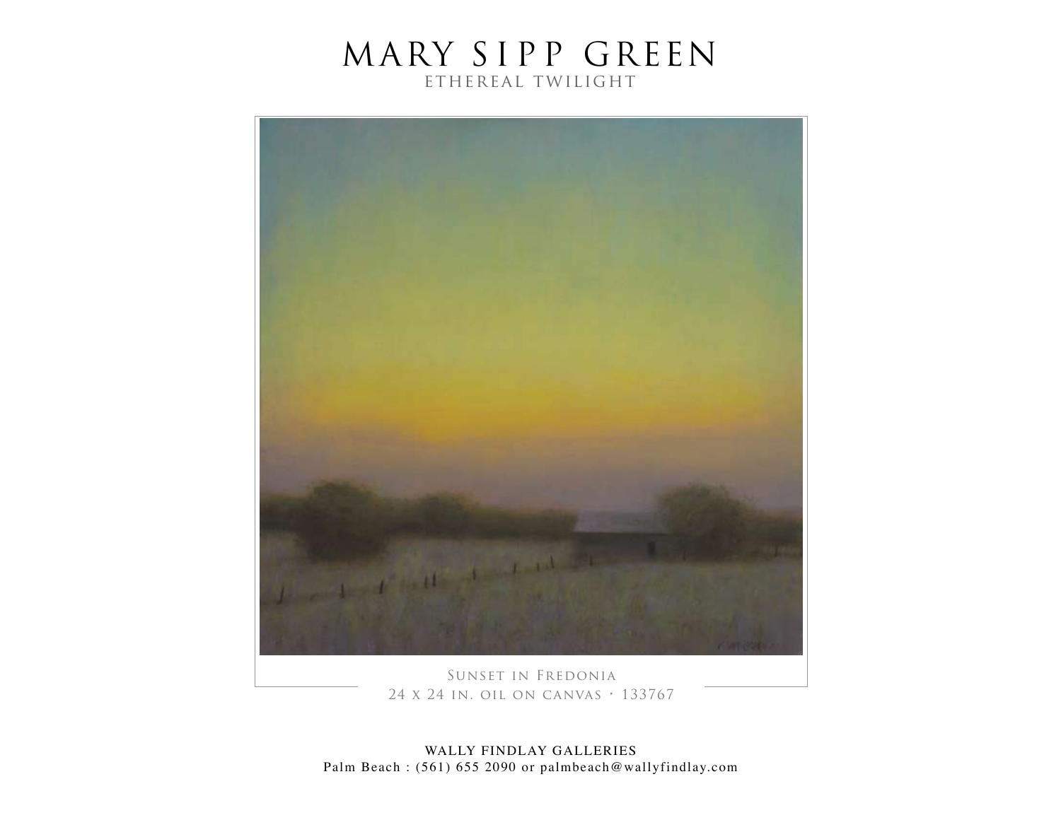# MARY SIPP GREEN

ETHEREAL TWILIGHT

Sunset in Fredonia
24 x 24 in. oil on canvas • 133767

WALLY FINDLAY GALLERIES
Palm Beach : (561) 655 2090 or palmbeach@wallyfindlay.com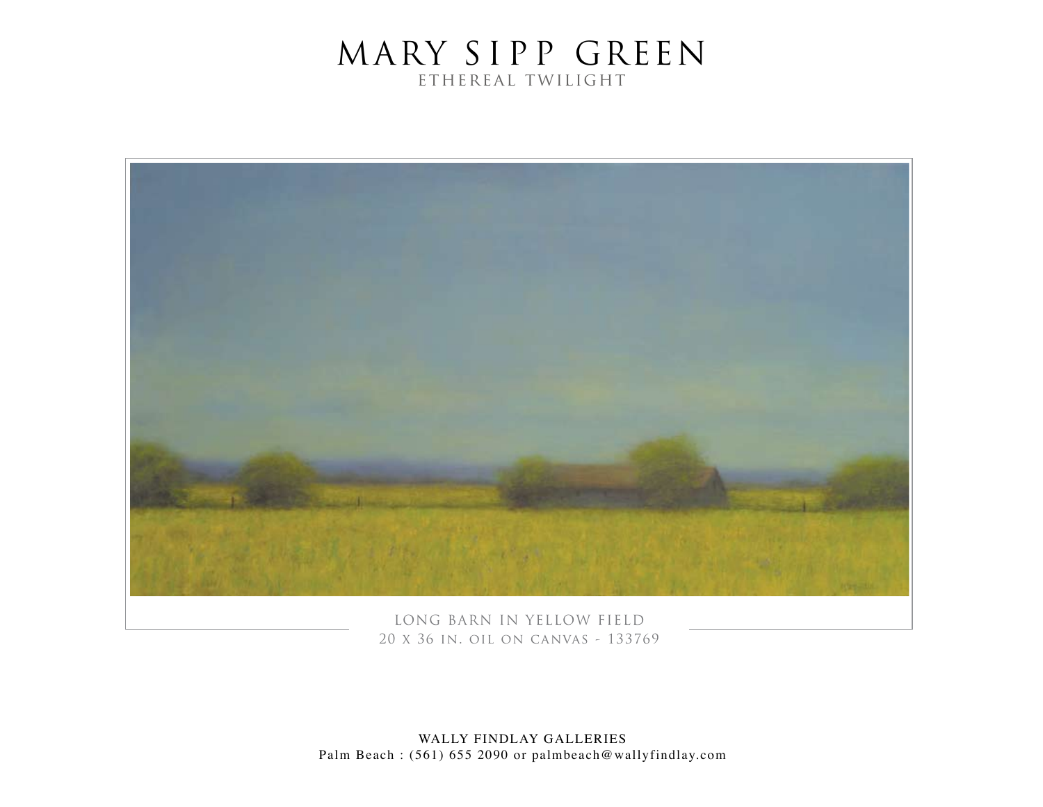# MARY SIPP GREEN

ETHEREAL TWILIGHT

LONG BARN IN YELLOW FIELD

20 x 36 in. oil on canvas - 133769

WALLY FINDLAY GALLERIES

Palm Beach : (561) 655 2090 or palmbeach@wallyfindlay.com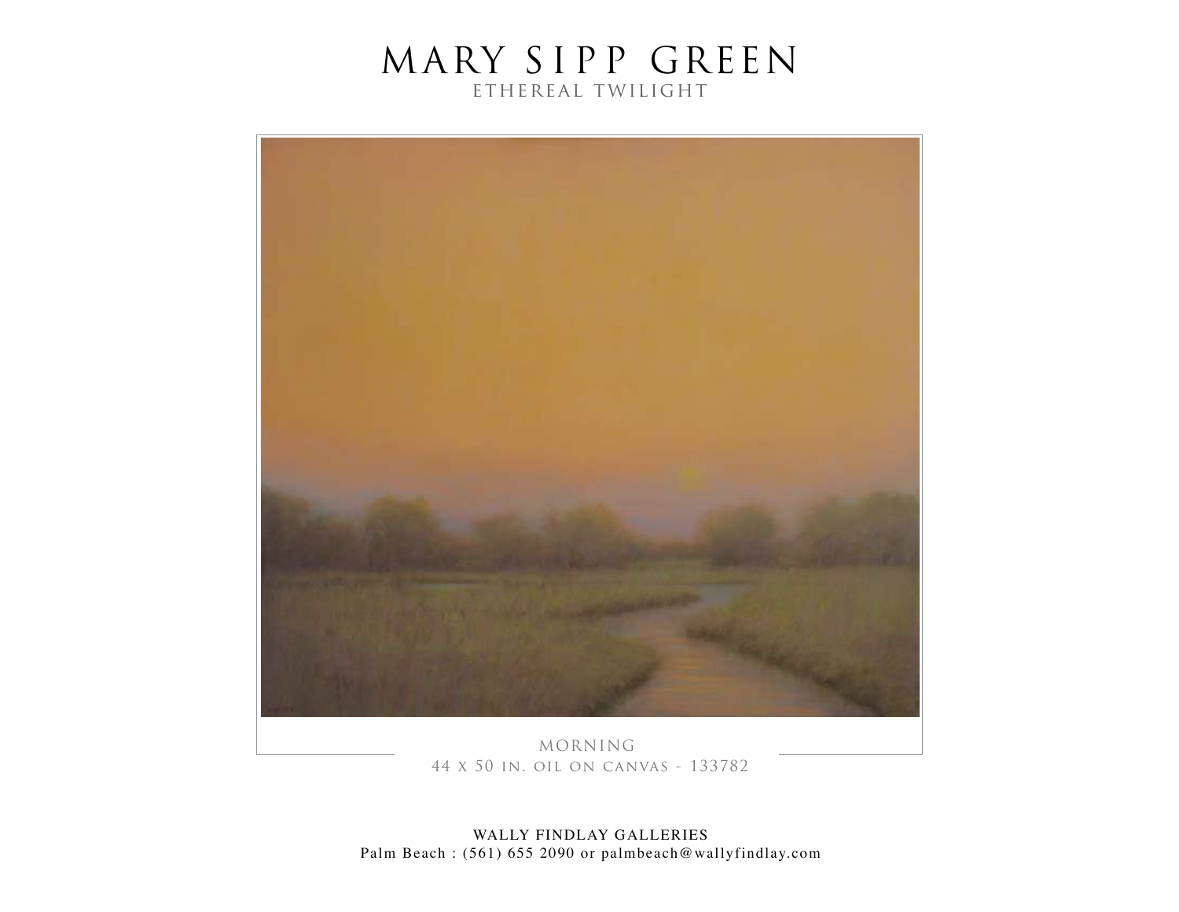# MARY SIPP GREEN

ETHEREAL TWILIGHT

MORNING

44 x 50 in. oil on canvas - 133782

WALLY FINDLAY GALLERIES

Palm Beach : (561) 655 2090 or palmbeach@wallyfindlay.com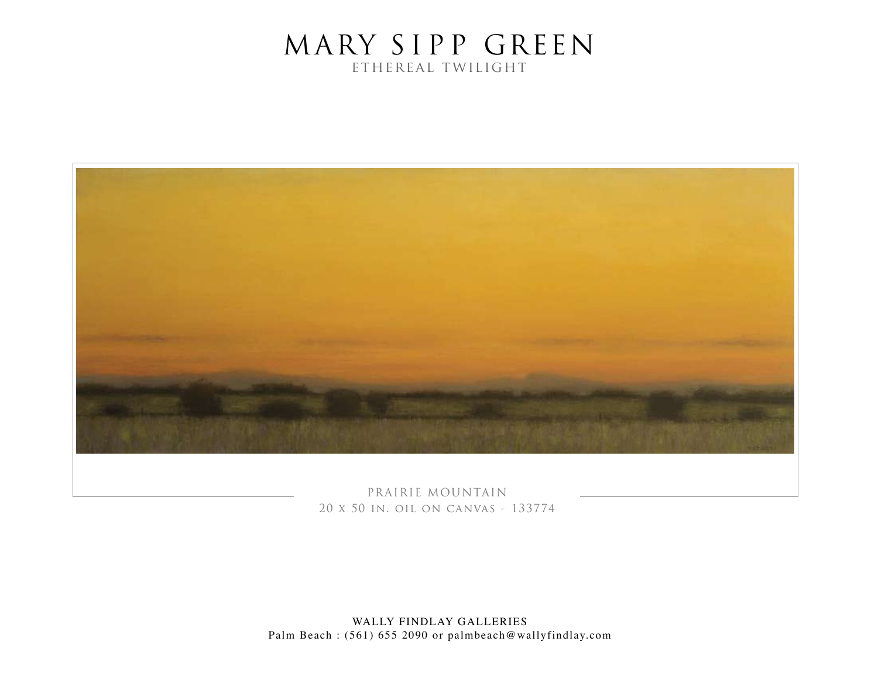# MARY SIPP GREEN

ETHEREAL TWILIGHT

PRAIRIE MOUNTAIN
20 x 50 in. oil on canvas - 133774

WALLY FINDLAY GALLERIES
Palm Beach : (561) 655 2090 or palmbeach@wallyfindlay.com